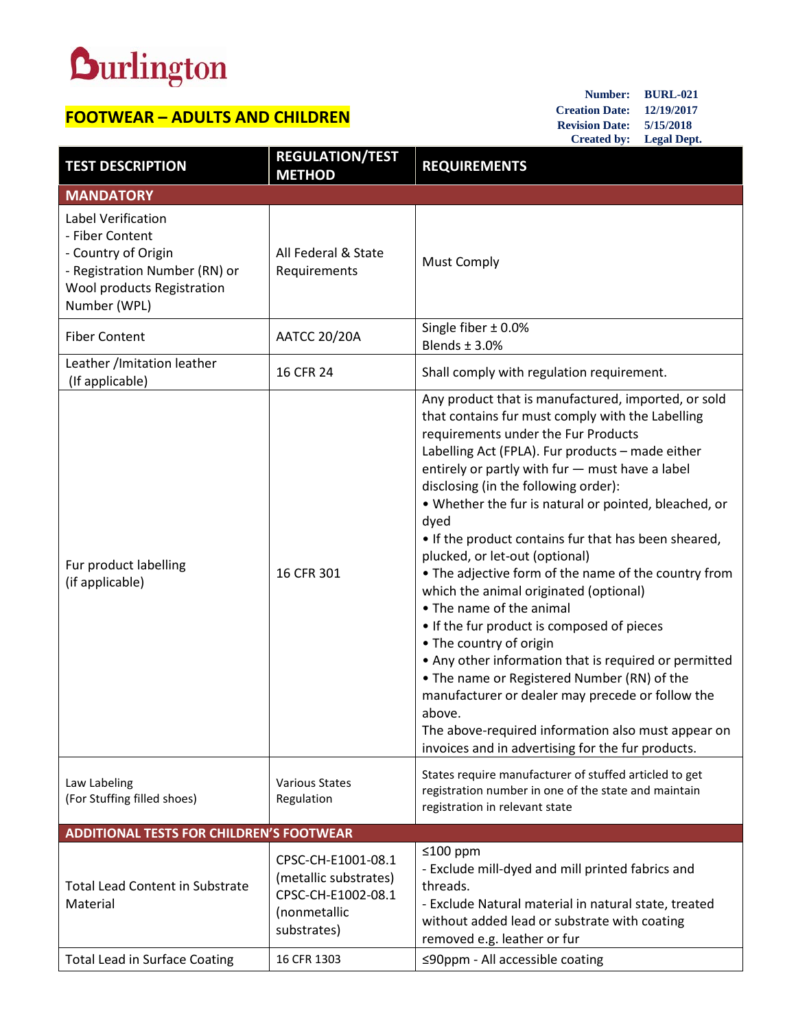# Burlington

## FOOTWEAR – ADULTS AND CHILDREN

**Number:** BURL-021
**Creation Date:** 12/19/2017
**Revision Date:** 5/15/2018
**Created by:** Legal Dept.

| TEST DESCRIPTION | REGULATION/TEST METHOD | REQUIREMENTS |
|---|---|---|
| **MANDATORY** | | |
| Label Verification<br>- Fiber Content<br>- Country of Origin<br>- Registration Number (RN) or Wool products Registration Number (WPL) | All Federal & State Requirements | Must Comply |
| Fiber Content | AATCC 20/20A | Single fiber ± 0.0%<br>Blends ± 3.0% |
| Leather /Imitation leather (If applicable) | 16 CFR 24 | Shall comply with regulation requirement. |
| Fur product labelling (if applicable) | 16 CFR 301 | Any product that is manufactured, imported, or sold that contains fur must comply with the Labelling requirements under the Fur Products Labelling Act (FPLA). Fur products – made either entirely or partly with fur — must have a label disclosing (in the following order):<br>• Whether the fur is natural or pointed, bleached, or dyed<br>• If the product contains fur that has been sheared, plucked, or let-out (optional)<br>• The adjective form of the name of the country from which the animal originated (optional)<br>• The name of the animal<br>• If the fur product is composed of pieces<br>• The country of origin<br>• Any other information that is required or permitted<br>• The name or Registered Number (RN) of the manufacturer or dealer may precede or follow the above.<br>The above-required information also must appear on invoices and in advertising for the fur products. |
| Law Labeling (For Stuffing filled shoes) | Various States Regulation | States require manufacturer of stuffed articled to get registration number in one of the state and maintain registration in relevant state |
| **ADDITIONAL TESTS FOR CHILDREN'S FOOTWEAR** | | |
| Total Lead Content in Substrate Material | CPSC-CH-E1001-08.1 (metallic substrates)<br>CPSC-CH-E1002-08.1 (nonmetallic substrates) | ≤100 ppm<br>- Exclude mill-dyed and mill printed fabrics and threads.<br>- Exclude Natural material in natural state, treated without added lead or substrate with coating removed e.g. leather or fur |
| Total Lead in Surface Coating | 16 CFR 1303 | ≤90ppm - All accessible coating |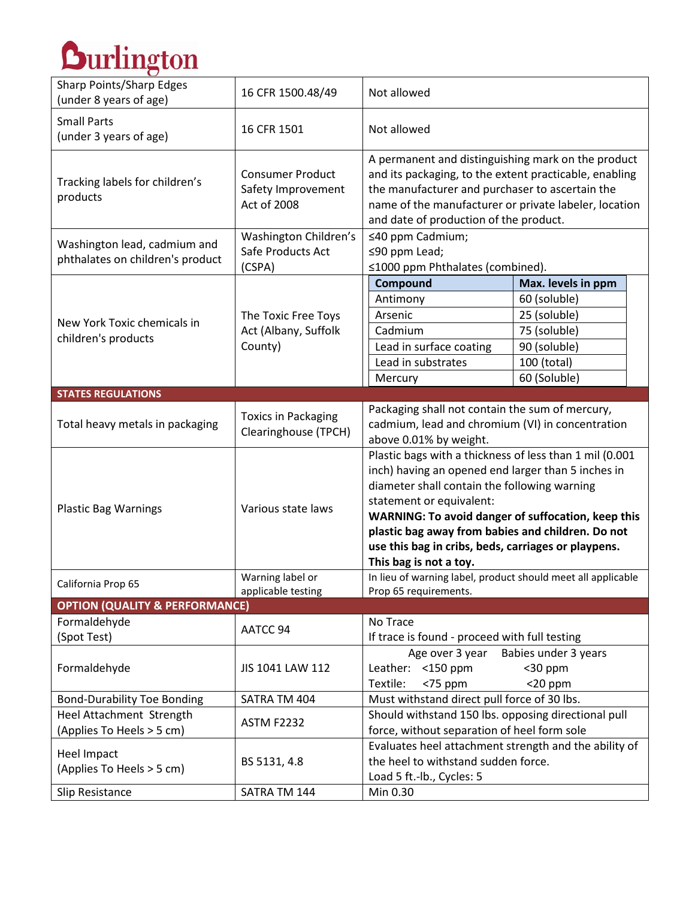Burlington

| | | |
|---|---|---|
| Sharp Points/Sharp Edges (under 8 years of age) | 16 CFR 1500.48/49 | Not allowed |
| Small Parts (under 3 years of age) | 16 CFR 1501 | Not allowed |
| Tracking labels for children's products | Consumer Product Safety Improvement Act of 2008 | A permanent and distinguishing mark on the product and its packaging, to the extent practicable, enabling the manufacturer and purchaser to ascertain the name of the manufacturer or private labeler, location and date of production of the product. |
| Washington lead, cadmium and phthalates on children's product | Washington Children's Safe Products Act (CSPA) | ≤40 ppm Cadmium;<br>≤90 ppm Lead;<br>≤1000 ppm Phthalates (combined). |
| New York Toxic chemicals in children's products | The Toxic Free Toys Act (Albany, Suffolk County) | **Compound** – **Max. levels in ppm**<br>Antimony – 60 (soluble)<br>Arsenic – 25 (soluble)<br>Cadmium – 75 (soluble)<br>Lead in surface coating – 90 (soluble)<br>Lead in substrates – 100 (total)<br>Mercury – 60 (Soluble) |
| **STATES REGULATIONS** | | |
| Total heavy metals in packaging | Toxics in Packaging Clearinghouse (TPCH) | Packaging shall not contain the sum of mercury, cadmium, lead and chromium (VI) in concentration above 0.01% by weight. |
| Plastic Bag Warnings | Various state laws | Plastic bags with a thickness of less than 1 mil (0.001 inch) having an opened end larger than 5 inches in diameter shall contain the following warning statement or equivalent:<br>**WARNING: To avoid danger of suffocation, keep this plastic bag away from babies and children. Do not use this bag in cribs, beds, carriages or playpens. This bag is not a toy.** |
| California Prop 65 | Warning label or applicable testing | In lieu of warning label, product should meet all applicable Prop 65 requirements. |
| **OPTION (QUALITY & PERFORMANCE)** | | |
| Formaldehyde (Spot Test) | AATCC 94 | No Trace<br>If trace is found - proceed with full testing |
| Formaldehyde | JIS 1041 LAW 112 | Age over 3 year / Babies under 3 years<br>Leather: <150 ppm / <30 ppm<br>Textile: <75 ppm / <20 ppm |
| Bond-Durability Toe Bonding | SATRA TM 404 | Must withstand direct pull force of 30 lbs. |
| Heel Attachment Strength (Applies To Heels > 5 cm) | ASTM F2232 | Should withstand 150 lbs. opposing directional pull force, without separation of heel form sole |
| Heel Impact (Applies To Heels > 5 cm) | BS 5131, 4.8 | Evaluates heel attachment strength and the ability of the heel to withstand sudden force.<br>Load 5 ft.-lb., Cycles: 5 |
| Slip Resistance | SATRA TM 144 | Min 0.30 |